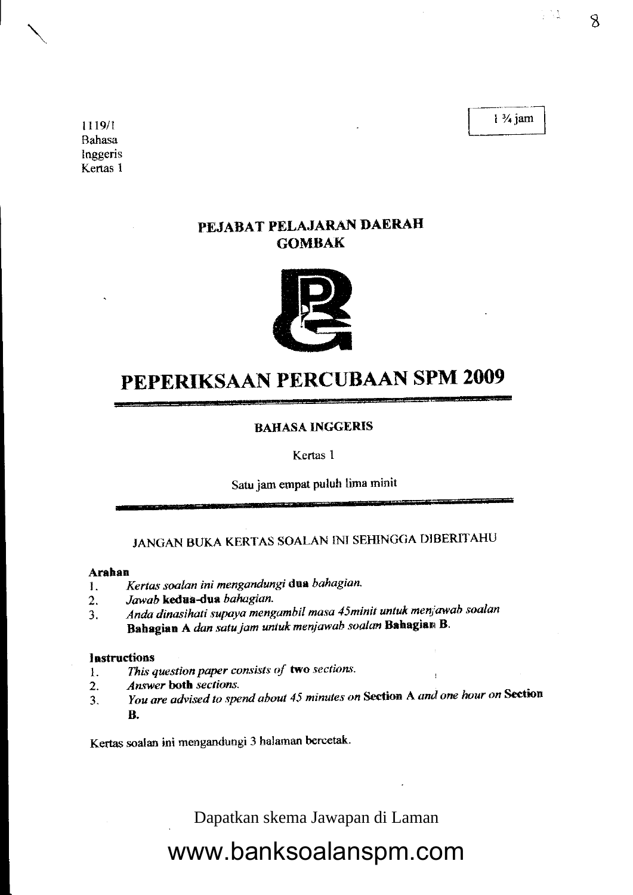1119/1
Bahasa
Inggeris
Kertas 1

1 ¾ jam

**PEJABAT PELAJARAN DAERAH**
**GOMBAK**

# PEPERIKSAAN PERCUBAAN SPM 2009

**BAHASA INGGERIS**

Kertas 1

Satu jam empat puluh lima minit

JANGAN BUKA KERTAS SOALAN INI SEHINGGA DIBERITAHU

**Arahan**

1. *Kertas soalan ini mengandungi* **dua** *bahagian.*
2. *Jawab* **kedua-dua** *bahagian.*
3. *Anda dinasihati supaya mengambil masa 45minit untuk menjawab soalan* **Bahagian A** *dan satu jam untuk menjawab soalan* **Bahagian B**.

**Instructions**

1. *This question paper consists of* **two** *sections.*
2. *Answer* **both** *sections.*
3. *You are advised to spend about 45 minutes on* **Section A** *and one hour on* **Section B.**

Kertas soalan ini mengandungi 3 halaman bercetak.

Dapatkan skema Jawapan di Laman

www.banksoalanspm.com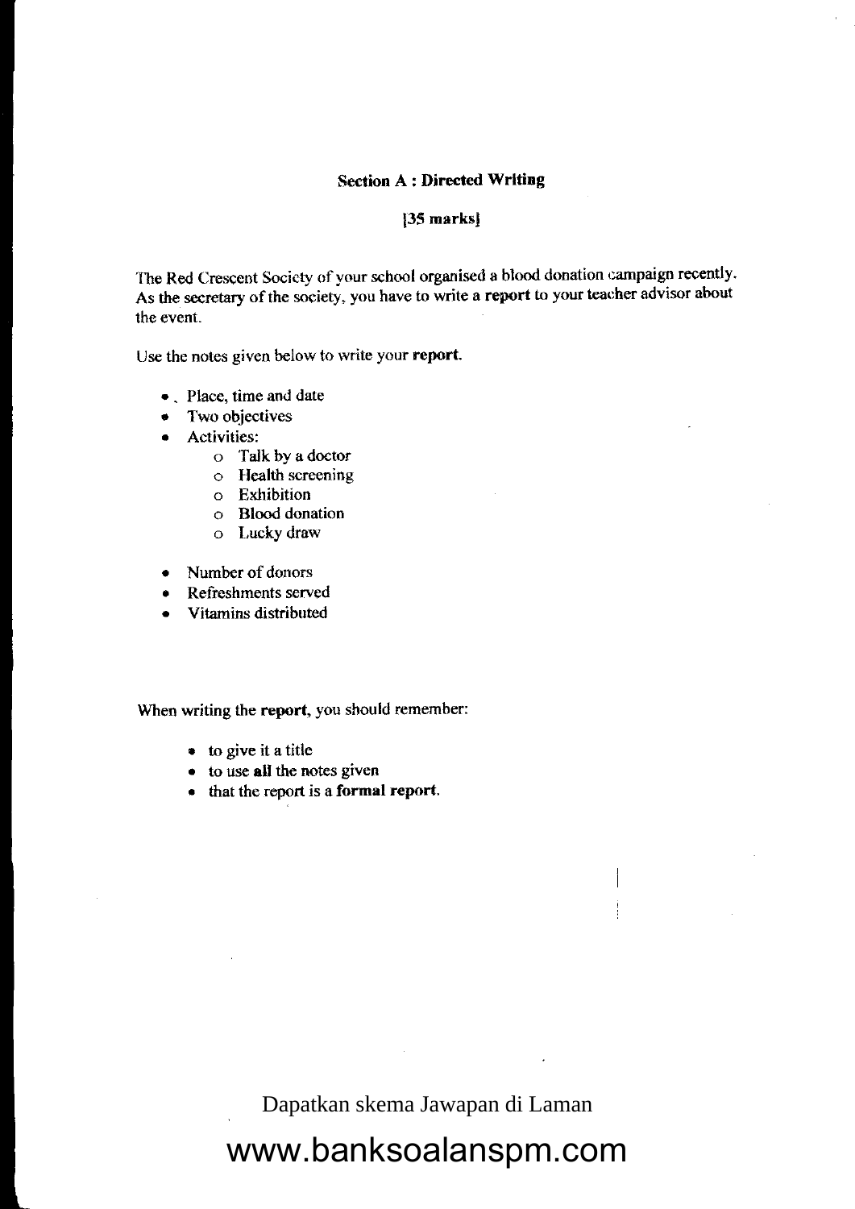**Section A : Directed Writing**

**[35 marks]**

The Red Crescent Society of your school organised a blood donation campaign recently. As the secretary of the society, you have to write a **report** to your teacher advisor about the event.

Use the notes given below to write your **report**.

- Place, time and date
- Two objectives
- Activities:
  - Talk by a doctor
  - Health screening
  - Exhibition
  - Blood donation
  - Lucky draw

- Number of donors
- Refreshments served
- Vitamins distributed

When writing the **report**, you should remember:

- to give it a title
- to use **all** the notes given
- that the report is a **formal report**.

Dapatkan skema Jawapan di Laman

www.banksoalanspm.com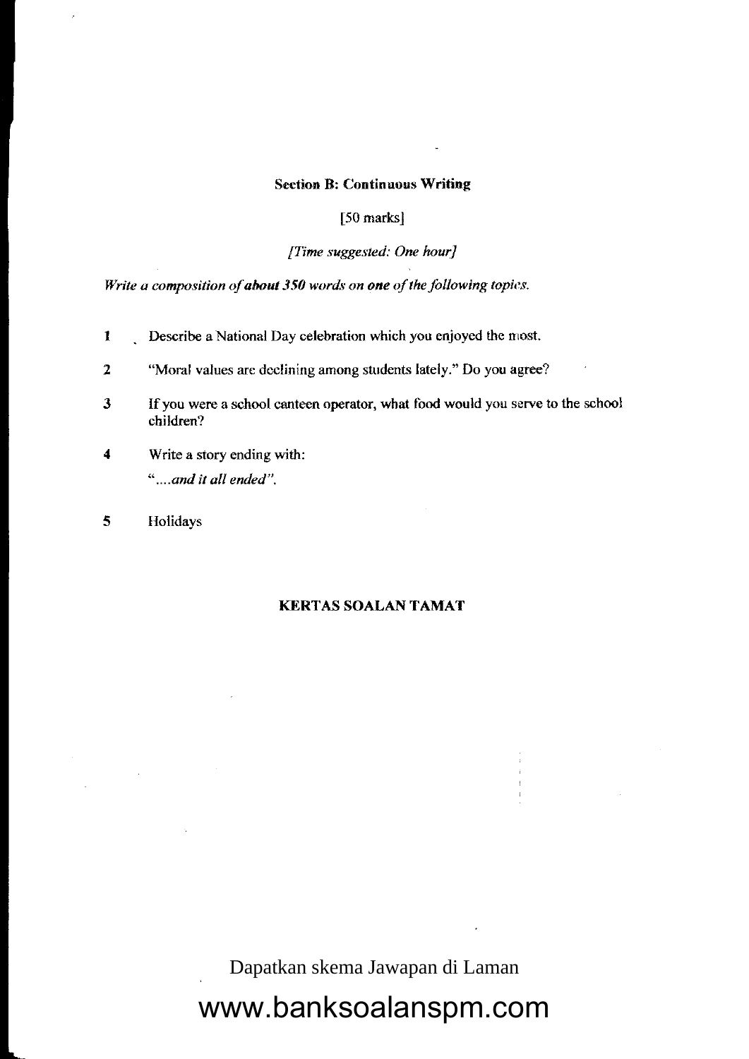## Section B: Continuous Writing

[50 marks]

*[Time suggested: One hour]*

*Write a composition of **about 350** words on **one** of the following topics.*

1. Describe a National Day celebration which you enjoyed the most.

2. "Moral values are declining among students lately." Do you agree?

3. If you were a school canteen operator, what food would you serve to the school children?

4. Write a story ending with:
   "*....and it all ended*".

5. Holidays

**KERTAS SOALAN TAMAT**

Dapatkan skema Jawapan di Laman

www.banksoalanspm.com